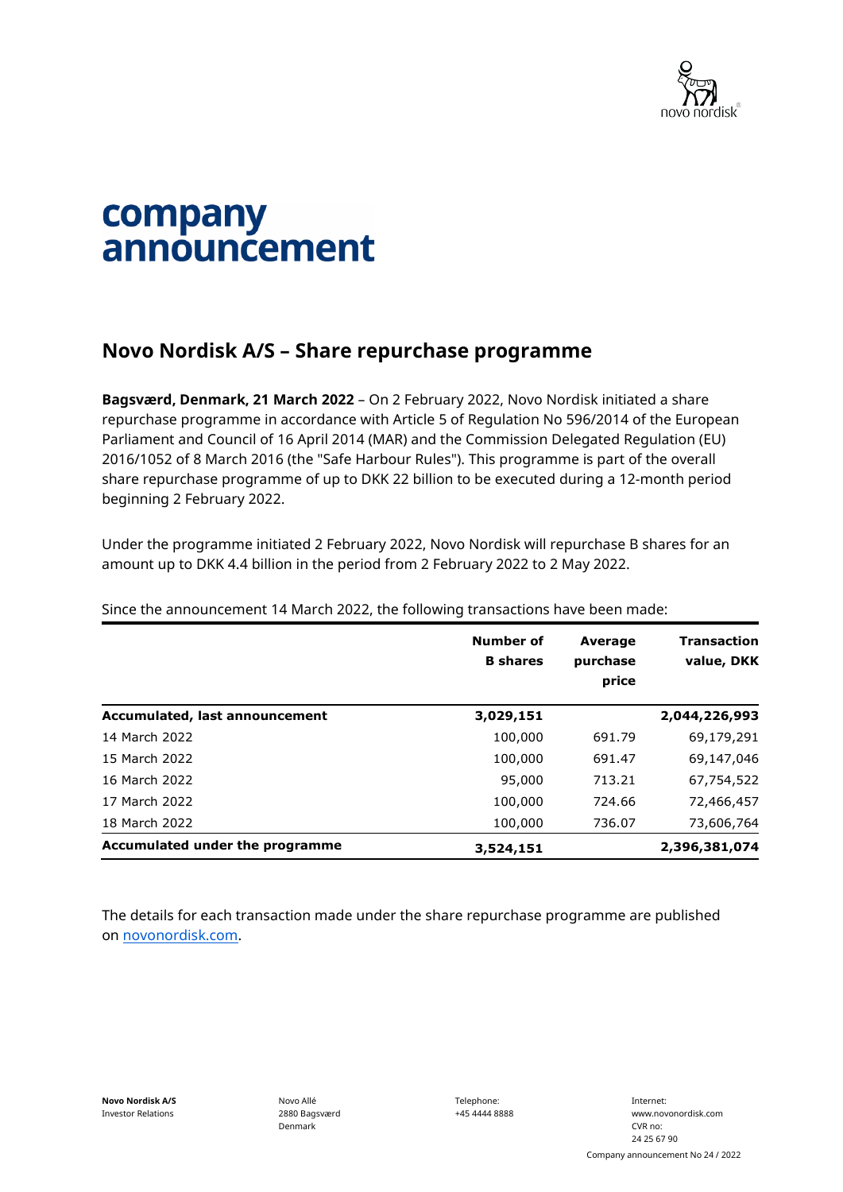# company announcement

## Novo Nordisk A/S – Share repurchase programme

**Bagsværd, Denmark, 21 March 2022** – On 2 February 2022, Novo Nordisk initiated a share repurchase programme in accordance with Article 5 of Regulation No 596/2014 of the European Parliament and Council of 16 April 2014 (MAR) and the Commission Delegated Regulation (EU) 2016/1052 of 8 March 2016 (the "Safe Harbour Rules"). This programme is part of the overall share repurchase programme of up to DKK 22 billion to be executed during a 12-month period beginning 2 February 2022.

Under the programme initiated 2 February 2022, Novo Nordisk will repurchase B shares for an amount up to DKK 4.4 billion in the period from 2 February 2022 to 2 May 2022.

Since the announcement 14 March 2022, the following transactions have been made:

| | Number of B shares | Average purchase price | Transaction value, DKK |
|---|---|---|---|
| **Accumulated, last announcement** | **3,029,151** | | **2,044,226,993** |
| 14 March 2022 | 100,000 | 691.79 | 69,179,291 |
| 15 March 2022 | 100,000 | 691.47 | 69,147,046 |
| 16 March 2022 | 95,000 | 713.21 | 67,754,522 |
| 17 March 2022 | 100,000 | 724.66 | 72,466,457 |
| 18 March 2022 | 100,000 | 736.07 | 73,606,764 |
| **Accumulated under the programme** | **3,524,151** | | **2,396,381,074** |

The details for each transaction made under the share repurchase programme are published on novonordisk.com.

**Novo Nordisk A/S**
Investor Relations

Novo Allé
2880 Bagsværd
Denmark

Telephone:
+45 4444 8888

Internet:
www.novonordisk.com
CVR no:
24 25 67 90

Company announcement No 24 / 2022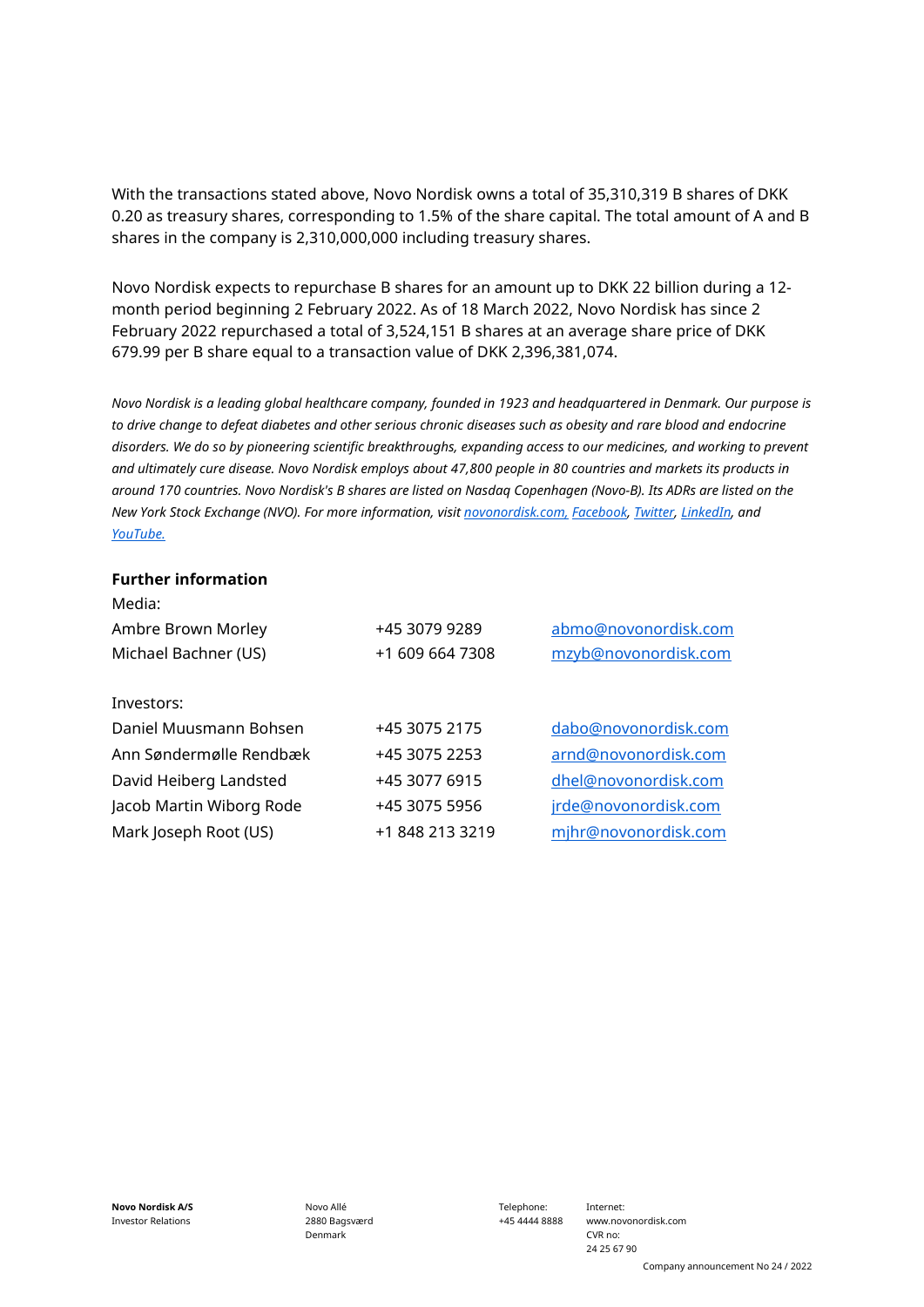With the transactions stated above, Novo Nordisk owns a total of 35,310,319 B shares of DKK 0.20 as treasury shares, corresponding to 1.5% of the share capital. The total amount of A and B shares in the company is 2,310,000,000 including treasury shares.

Novo Nordisk expects to repurchase B shares for an amount up to DKK 22 billion during a 12-month period beginning 2 February 2022. As of 18 March 2022, Novo Nordisk has since 2 February 2022 repurchased a total of 3,524,151 B shares at an average share price of DKK 679.99 per B share equal to a transaction value of DKK 2,396,381,074.

*Novo Nordisk is a leading global healthcare company, founded in 1923 and headquartered in Denmark. Our purpose is to drive change to defeat diabetes and other serious chronic diseases such as obesity and rare blood and endocrine disorders. We do so by pioneering scientific breakthroughs, expanding access to our medicines, and working to prevent and ultimately cure disease. Novo Nordisk employs about 47,800 people in 80 countries and markets its products in around 170 countries. Novo Nordisk's B shares are listed on Nasdaq Copenhagen (Novo-B). Its ADRs are listed on the New York Stock Exchange (NVO). For more information, visit novonordisk.com, Facebook, Twitter, LinkedIn, and YouTube.*

**Further information**

Media:

| | | |
|---|---|---|
| Ambre Brown Morley | +45 3079 9289 | abmo@novonordisk.com |
| Michael Bachner (US) | +1 609 664 7308 | mzyb@novonordisk.com |

Investors:

| | | |
|---|---|---|
| Daniel Muusmann Bohsen | +45 3075 2175 | dabo@novonordisk.com |
| Ann Søndermølle Rendbæk | +45 3075 2253 | arnd@novonordisk.com |
| David Heiberg Landsted | +45 3077 6915 | dhel@novonordisk.com |
| Jacob Martin Wiborg Rode | +45 3075 5956 | jrde@novonordisk.com |
| Mark Joseph Root (US) | +1 848 213 3219 | mjhr@novonordisk.com |

**Novo Nordisk A/S**
Investor Relations

Novo Allé
2880 Bagsværd
Denmark

Telephone:
+45 4444 8888

Internet:
www.novonordisk.com
CVR no:
24 25 67 90

Company announcement No 24 / 2022